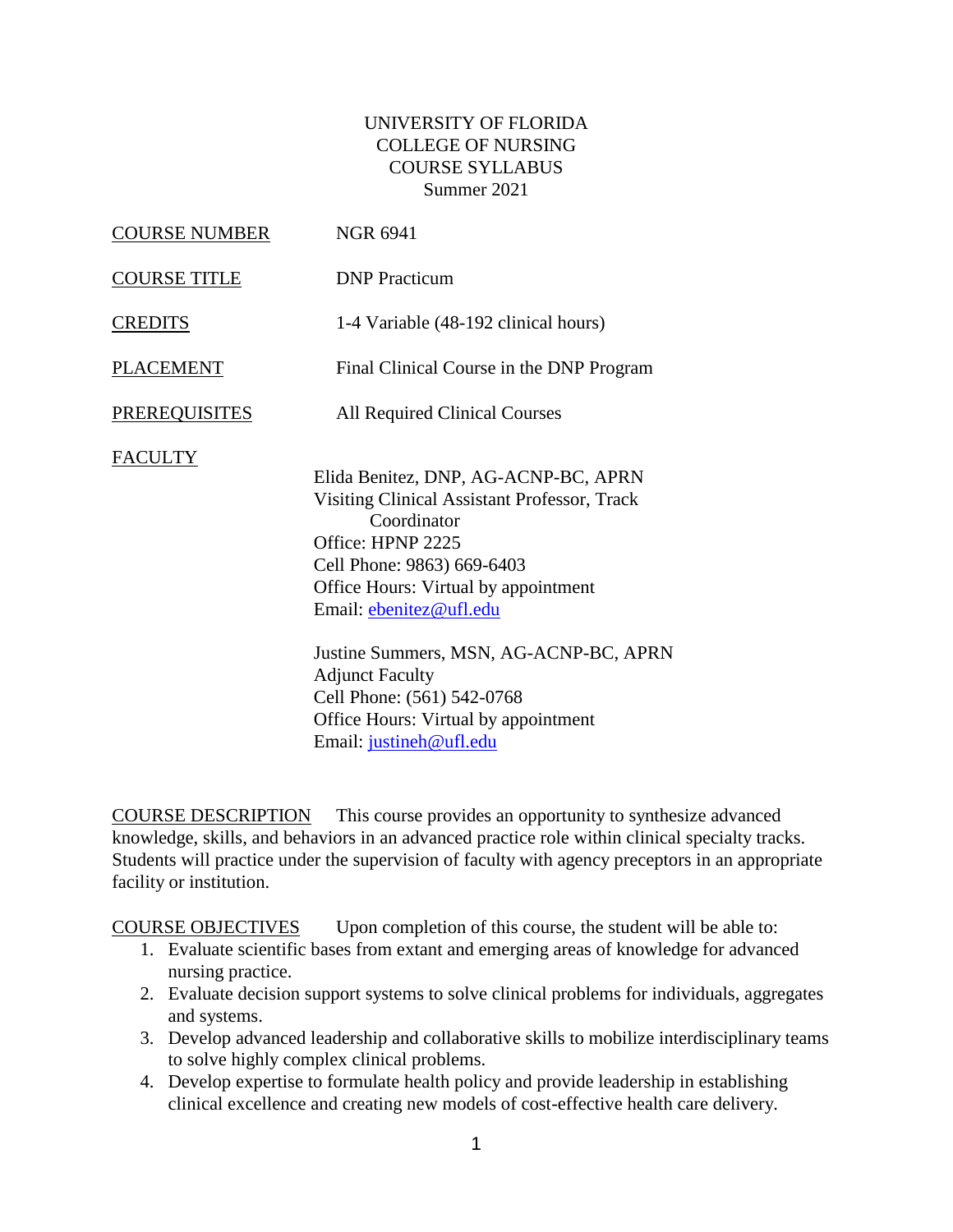UNIVERSITY OF FLORIDA
COLLEGE OF NURSING
COURSE SYLLABUS
Summer 2021

COURSE NUMBER NGR 6941

COURSE TITLE DNP Practicum

CREDITS 1-4 Variable (48-192 clinical hours)

PLACEMENT Final Clinical Course in the DNP Program

PREREQUISITES All Required Clinical Courses

FACULTY

Elida Benitez, DNP, AG-ACNP-BC, APRN
Visiting Clinical Assistant Professor, Track Coordinator
Office: HPNP 2225
Cell Phone: 9863) 669-6403
Office Hours: Virtual by appointment
Email: ebenitez@ufl.edu

Justine Summers, MSN, AG-ACNP-BC, APRN
Adjunct Faculty
Cell Phone: (561) 542-0768
Office Hours: Virtual by appointment
Email: justineh@ufl.edu

COURSE DESCRIPTION This course provides an opportunity to synthesize advanced knowledge, skills, and behaviors in an advanced practice role within clinical specialty tracks. Students will practice under the supervision of faculty with agency preceptors in an appropriate facility or institution.

COURSE OBJECTIVES Upon completion of this course, the student will be able to:

1. Evaluate scientific bases from extant and emerging areas of knowledge for advanced nursing practice.
2. Evaluate decision support systems to solve clinical problems for individuals, aggregates and systems.
3. Develop advanced leadership and collaborative skills to mobilize interdisciplinary teams to solve highly complex clinical problems.
4. Develop expertise to formulate health policy and provide leadership in establishing clinical excellence and creating new models of cost-effective health care delivery.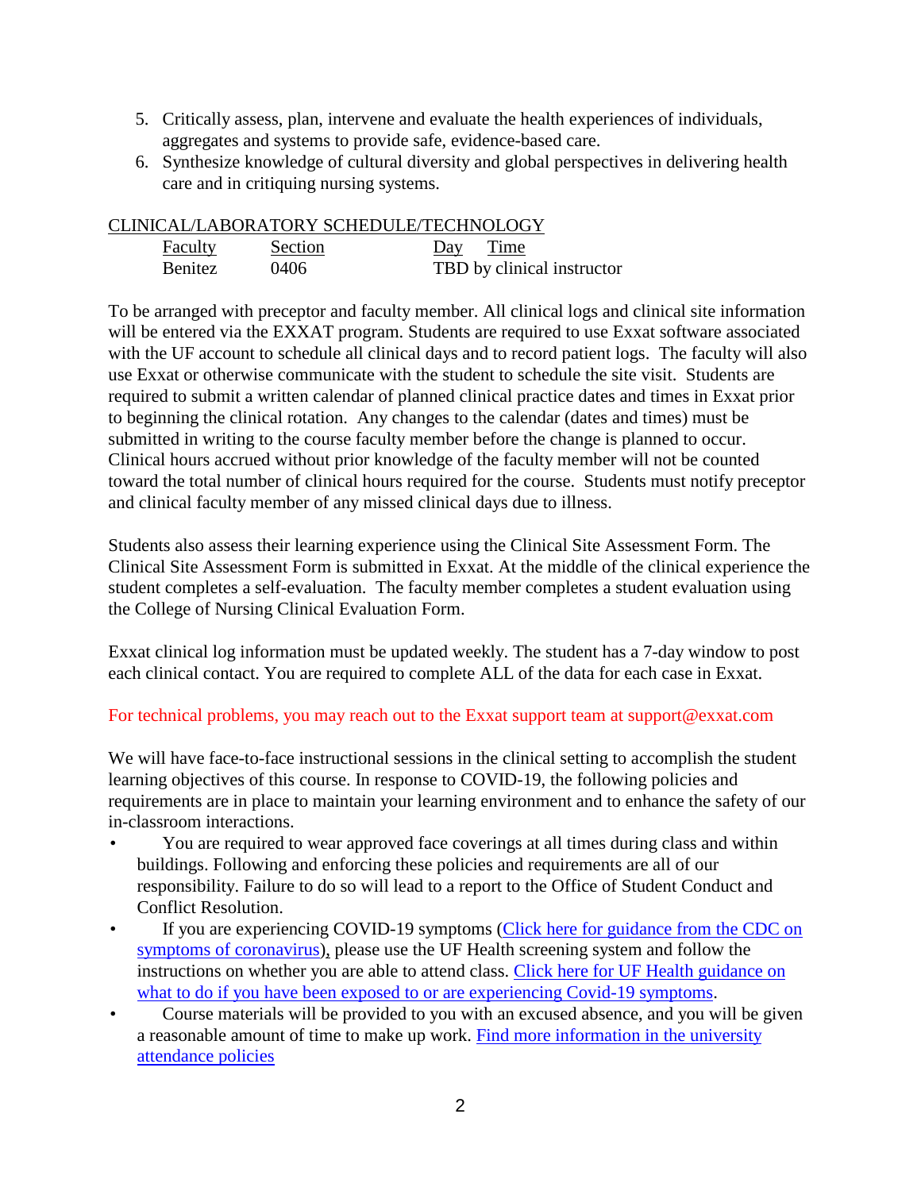5. Critically assess, plan, intervene and evaluate the health experiences of individuals, aggregates and systems to provide safe, evidence-based care.
6. Synthesize knowledge of cultural diversity and global perspectives in delivering health care and in critiquing nursing systems.

CLINICAL/LABORATORY SCHEDULE/TECHNOLOGY

| Faculty | Section | Day Time |
|---|---|---|
| Benitez | 0406 | TBD by clinical instructor |

To be arranged with preceptor and faculty member. All clinical logs and clinical site information will be entered via the EXXAT program. Students are required to use Exxat software associated with the UF account to schedule all clinical days and to record patient logs. The faculty will also use Exxat or otherwise communicate with the student to schedule the site visit. Students are required to submit a written calendar of planned clinical practice dates and times in Exxat prior to beginning the clinical rotation. Any changes to the calendar (dates and times) must be submitted in writing to the course faculty member before the change is planned to occur. Clinical hours accrued without prior knowledge of the faculty member will not be counted toward the total number of clinical hours required for the course. Students must notify preceptor and clinical faculty member of any missed clinical days due to illness.

Students also assess their learning experience using the Clinical Site Assessment Form. The Clinical Site Assessment Form is submitted in Exxat. At the middle of the clinical experience the student completes a self-evaluation. The faculty member completes a student evaluation using the College of Nursing Clinical Evaluation Form.

Exxat clinical log information must be updated weekly. The student has a 7-day window to post each clinical contact. You are required to complete ALL of the data for each case in Exxat.

For technical problems, you may reach out to the Exxat support team at support@exxat.com

We will have face-to-face instructional sessions in the clinical setting to accomplish the student learning objectives of this course. In response to COVID-19, the following policies and requirements are in place to maintain your learning environment and to enhance the safety of our in-classroom interactions.

- You are required to wear approved face coverings at all times during class and within buildings. Following and enforcing these policies and requirements are all of our responsibility. Failure to do so will lead to a report to the Office of Student Conduct and Conflict Resolution.
- If you are experiencing COVID-19 symptoms (Click here for guidance from the CDC on symptoms of coronavirus), please use the UF Health screening system and follow the instructions on whether you are able to attend class. Click here for UF Health guidance on what to do if you have been exposed to or are experiencing Covid-19 symptoms.
- Course materials will be provided to you with an excused absence, and you will be given a reasonable amount of time to make up work. Find more information in the university attendance policies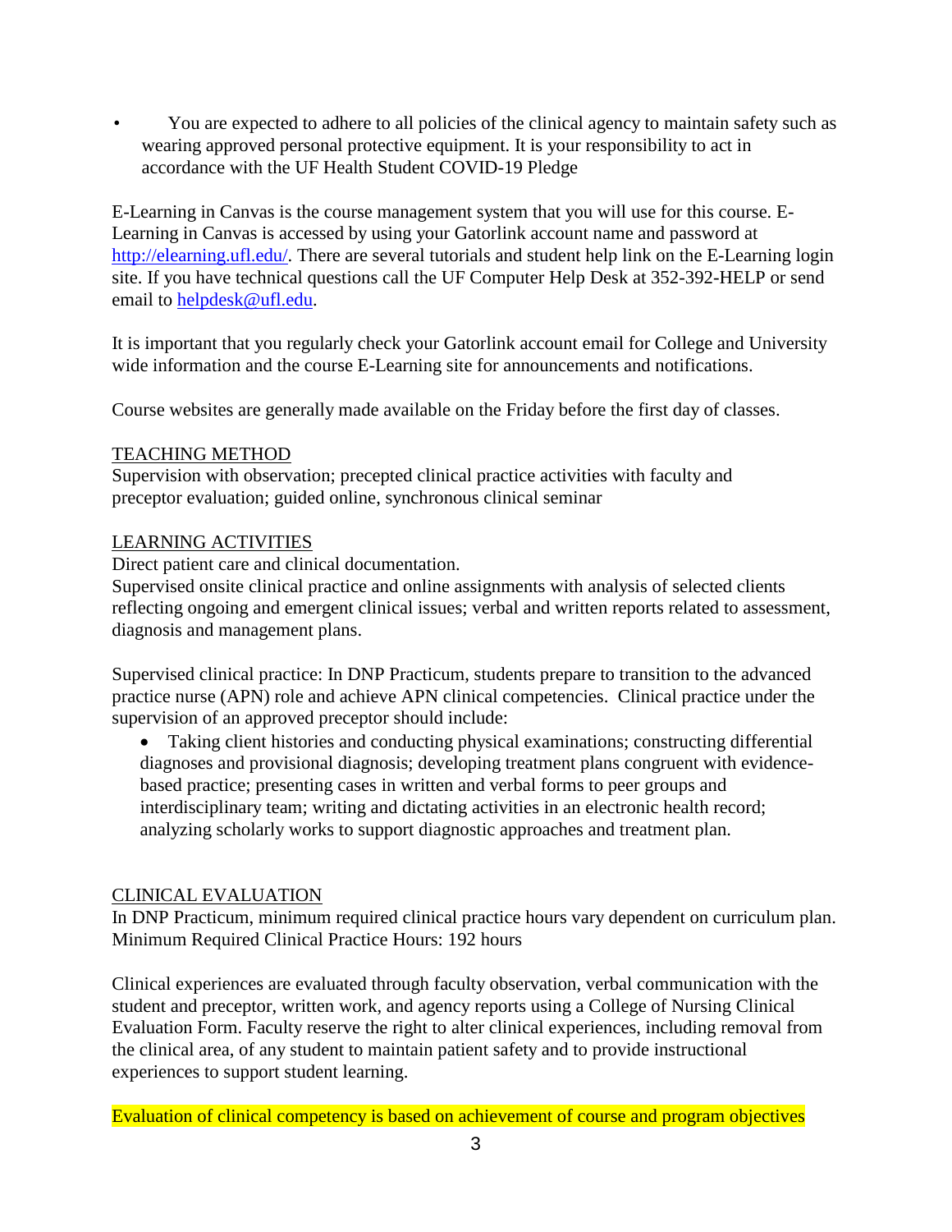- You are expected to adhere to all policies of the clinical agency to maintain safety such as wearing approved personal protective equipment. It is your responsibility to act in accordance with the UF Health Student COVID-19 Pledge

E-Learning in Canvas is the course management system that you will use for this course. E-Learning in Canvas is accessed by using your Gatorlink account name and password at http://elearning.ufl.edu/. There are several tutorials and student help link on the E-Learning login site. If you have technical questions call the UF Computer Help Desk at 352-392-HELP or send email to helpdesk@ufl.edu.

It is important that you regularly check your Gatorlink account email for College and University wide information and the course E-Learning site for announcements and notifications.

Course websites are generally made available on the Friday before the first day of classes.

## TEACHING METHOD

Supervision with observation; precepted clinical practice activities with faculty and preceptor evaluation; guided online, synchronous clinical seminar

## LEARNING ACTIVITIES

Direct patient care and clinical documentation.

Supervised onsite clinical practice and online assignments with analysis of selected clients reflecting ongoing and emergent clinical issues; verbal and written reports related to assessment, diagnosis and management plans.

Supervised clinical practice: In DNP Practicum, students prepare to transition to the advanced practice nurse (APN) role and achieve APN clinical competencies. Clinical practice under the supervision of an approved preceptor should include:

- Taking client histories and conducting physical examinations; constructing differential diagnoses and provisional diagnosis; developing treatment plans congruent with evidence-based practice; presenting cases in written and verbal forms to peer groups and interdisciplinary team; writing and dictating activities in an electronic health record; analyzing scholarly works to support diagnostic approaches and treatment plan.

## CLINICAL EVALUATION

In DNP Practicum, minimum required clinical practice hours vary dependent on curriculum plan.
Minimum Required Clinical Practice Hours: 192 hours

Clinical experiences are evaluated through faculty observation, verbal communication with the student and preceptor, written work, and agency reports using a College of Nursing Clinical Evaluation Form. Faculty reserve the right to alter clinical experiences, including removal from the clinical area, of any student to maintain patient safety and to provide instructional experiences to support student learning.

Evaluation of clinical competency is based on achievement of course and program objectives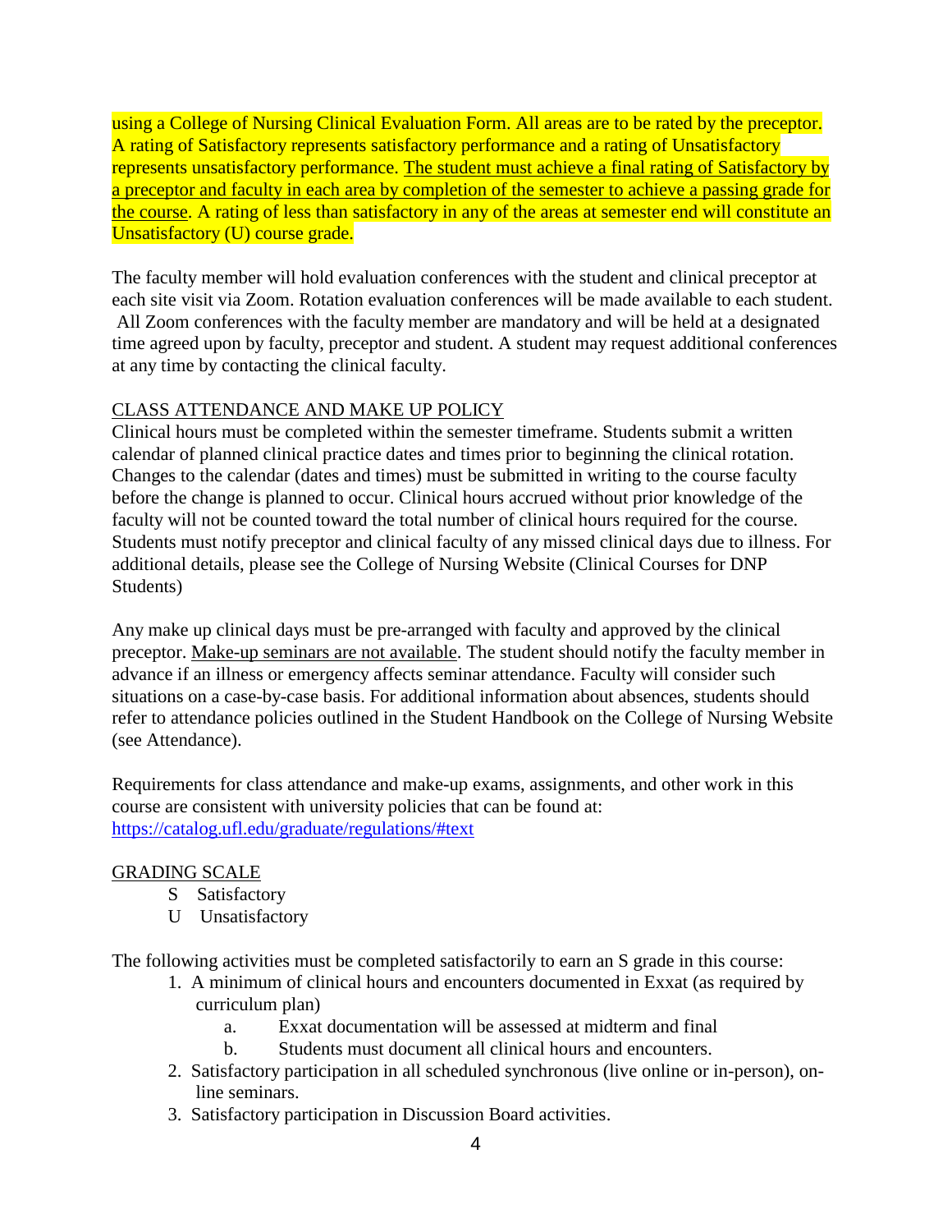using a College of Nursing Clinical Evaluation Form. All areas are to be rated by the preceptor. A rating of Satisfactory represents satisfactory performance and a rating of Unsatisfactory represents unsatisfactory performance. The student must achieve a final rating of Satisfactory by a preceptor and faculty in each area by completion of the semester to achieve a passing grade for the course. A rating of less than satisfactory in any of the areas at semester end will constitute an Unsatisfactory (U) course grade.

The faculty member will hold evaluation conferences with the student and clinical preceptor at each site visit via Zoom. Rotation evaluation conferences will be made available to each student. All Zoom conferences with the faculty member are mandatory and will be held at a designated time agreed upon by faculty, preceptor and student. A student may request additional conferences at any time by contacting the clinical faculty.

## CLASS ATTENDANCE AND MAKE UP POLICY

Clinical hours must be completed within the semester timeframe. Students submit a written calendar of planned clinical practice dates and times prior to beginning the clinical rotation. Changes to the calendar (dates and times) must be submitted in writing to the course faculty before the change is planned to occur. Clinical hours accrued without prior knowledge of the faculty will not be counted toward the total number of clinical hours required for the course. Students must notify preceptor and clinical faculty of any missed clinical days due to illness. For additional details, please see the College of Nursing Website (Clinical Courses for DNP Students)

Any make up clinical days must be pre-arranged with faculty and approved by the clinical preceptor. Make-up seminars are not available. The student should notify the faculty member in advance if an illness or emergency affects seminar attendance. Faculty will consider such situations on a case-by-case basis. For additional information about absences, students should refer to attendance policies outlined in the Student Handbook on the College of Nursing Website (see Attendance).

Requirements for class attendance and make-up exams, assignments, and other work in this course are consistent with university policies that can be found at: https://catalog.ufl.edu/graduate/regulations/#text

## GRADING SCALE

- S Satisfactory
- U Unsatisfactory

The following activities must be completed satisfactorily to earn an S grade in this course:

1. A minimum of clinical hours and encounters documented in Exxat (as required by curriculum plan)
   a. Exxat documentation will be assessed at midterm and final
   b. Students must document all clinical hours and encounters.
2. Satisfactory participation in all scheduled synchronous (live online or in-person), on-line seminars.
3. Satisfactory participation in Discussion Board activities.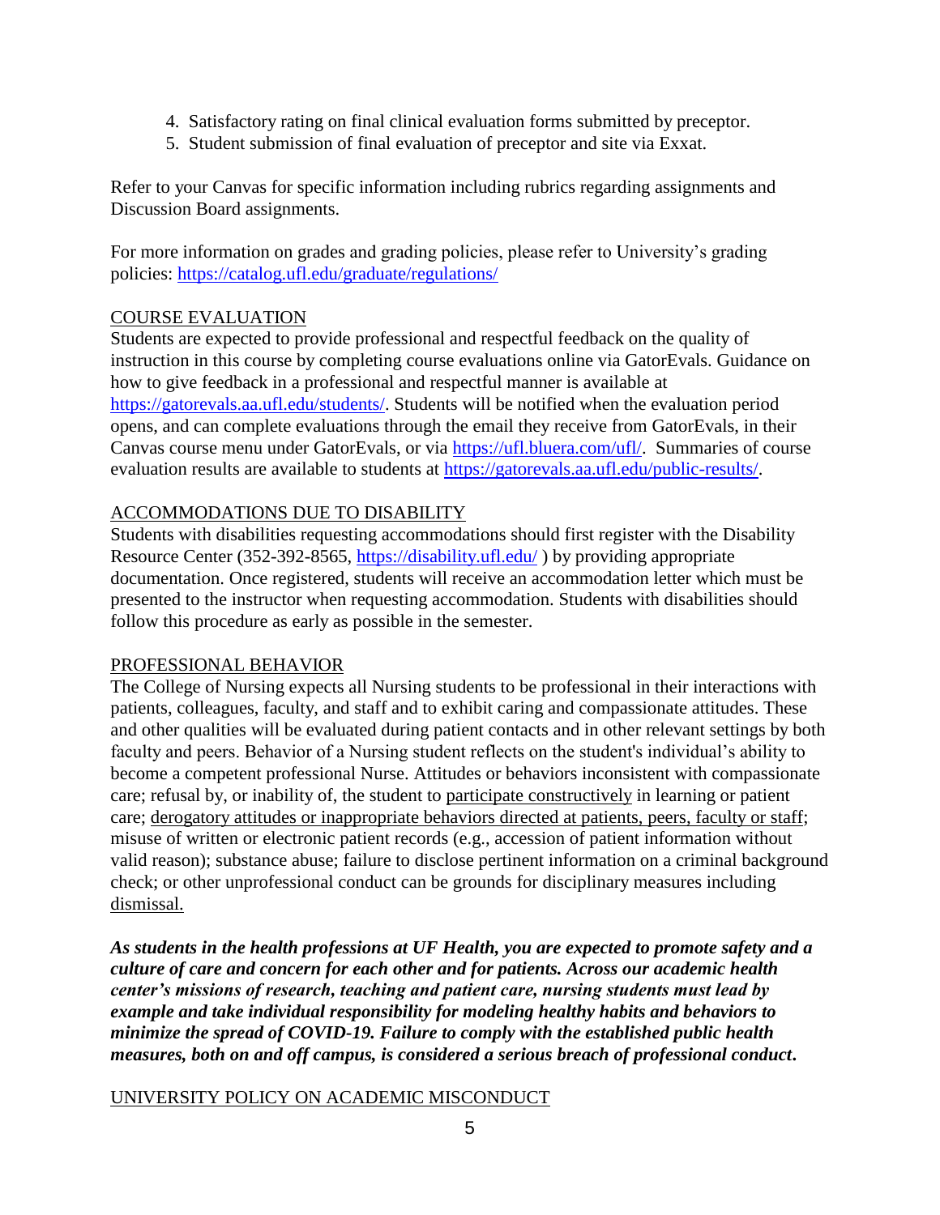4. Satisfactory rating on final clinical evaluation forms submitted by preceptor.
5. Student submission of final evaluation of preceptor and site via Exxat.

Refer to your Canvas for specific information including rubrics regarding assignments and Discussion Board assignments.

For more information on grades and grading policies, please refer to University's grading policies: https://catalog.ufl.edu/graduate/regulations/

## COURSE EVALUATION

Students are expected to provide professional and respectful feedback on the quality of instruction in this course by completing course evaluations online via GatorEvals. Guidance on how to give feedback in a professional and respectful manner is available at https://gatorevals.aa.ufl.edu/students/. Students will be notified when the evaluation period opens, and can complete evaluations through the email they receive from GatorEvals, in their Canvas course menu under GatorEvals, or via https://ufl.bluera.com/ufl/. Summaries of course evaluation results are available to students at https://gatorevals.aa.ufl.edu/public-results/.

## ACCOMMODATIONS DUE TO DISABILITY

Students with disabilities requesting accommodations should first register with the Disability Resource Center (352-392-8565, https://disability.ufl.edu/ ) by providing appropriate documentation. Once registered, students will receive an accommodation letter which must be presented to the instructor when requesting accommodation. Students with disabilities should follow this procedure as early as possible in the semester.

## PROFESSIONAL BEHAVIOR

The College of Nursing expects all Nursing students to be professional in their interactions with patients, colleagues, faculty, and staff and to exhibit caring and compassionate attitudes. These and other qualities will be evaluated during patient contacts and in other relevant settings by both faculty and peers. Behavior of a Nursing student reflects on the student's individual's ability to become a competent professional Nurse. Attitudes or behaviors inconsistent with compassionate care; refusal by, or inability of, the student to participate constructively in learning or patient care; derogatory attitudes or inappropriate behaviors directed at patients, peers, faculty or staff; misuse of written or electronic patient records (e.g., accession of patient information without valid reason); substance abuse; failure to disclose pertinent information on a criminal background check; or other unprofessional conduct can be grounds for disciplinary measures including dismissal.

***As students in the health professions at UF Health, you are expected to promote safety and a culture of care and concern for each other and for patients. Across our academic health center's missions of research, teaching and patient care, nursing students must lead by example and take individual responsibility for modeling healthy habits and behaviors to minimize the spread of COVID-19. Failure to comply with the established public health measures, both on and off campus, is considered a serious breach of professional conduct.***

## UNIVERSITY POLICY ON ACADEMIC MISCONDUCT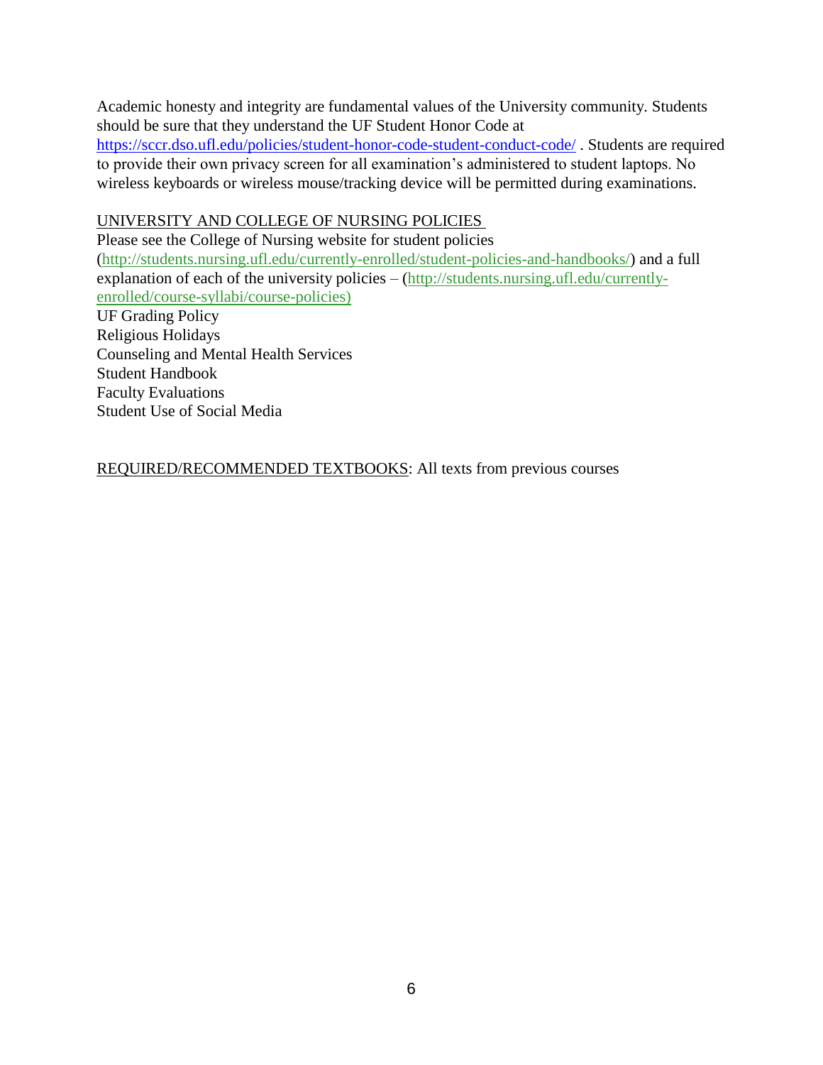Academic honesty and integrity are fundamental values of the University community. Students should be sure that they understand the UF Student Honor Code at https://sccr.dso.ufl.edu/policies/student-honor-code-student-conduct-code/ . Students are required to provide their own privacy screen for all examination's administered to student laptops. No wireless keyboards or wireless mouse/tracking device will be permitted during examinations.

UNIVERSITY AND COLLEGE OF NURSING POLICIES

Please see the College of Nursing website for student policies (http://students.nursing.ufl.edu/currently-enrolled/student-policies-and-handbooks/) and a full explanation of each of the university policies – (http://students.nursing.ufl.edu/currently-enrolled/course-syllabi/course-policies)

UF Grading Policy
Religious Holidays
Counseling and Mental Health Services
Student Handbook
Faculty Evaluations
Student Use of Social Media

REQUIRED/RECOMMENDED TEXTBOOKS: All texts from previous courses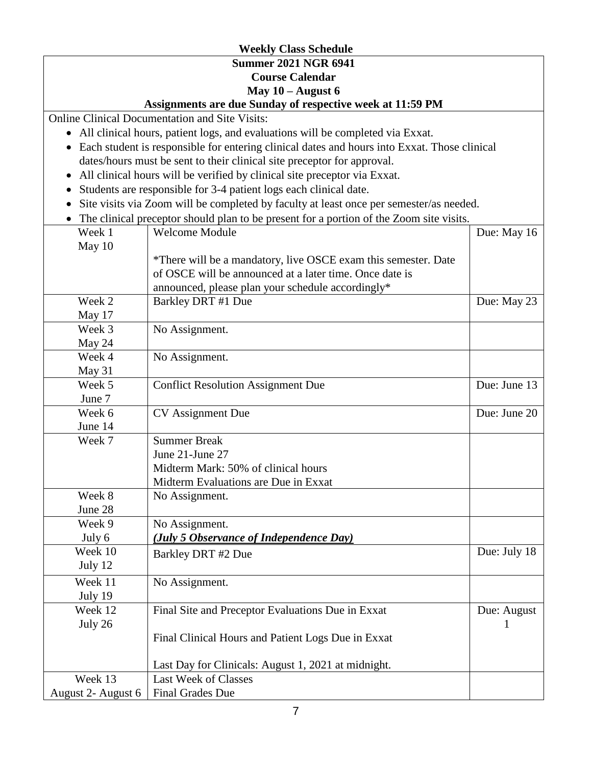**Weekly Class Schedule**

**Summer 2021 NGR 6941**

**Course Calendar**

**May 10 – August 6**

**Assignments are due Sunday of respective week at 11:59 PM**

Online Clinical Documentation and Site Visits:

- All clinical hours, patient logs, and evaluations will be completed via Exxat.
- Each student is responsible for entering clinical dates and hours into Exxat. Those clinical dates/hours must be sent to their clinical site preceptor for approval.
- All clinical hours will be verified by clinical site preceptor via Exxat.
- Students are responsible for 3-4 patient logs each clinical date.
- Site visits via Zoom will be completed by faculty at least once per semester/as needed.
- The clinical preceptor should plan to be present for a portion of the Zoom site visits.

| Week | Assignment | Due |
|---|---|---|
| Week 1<br>May 10 | Welcome Module<br><br>*There will be a mandatory, live OSCE exam this semester. Date of OSCE will be announced at a later time. Once date is announced, please plan your schedule accordingly* | Due: May 16 |
| Week 2<br>May 17 | Barkley DRT #1 Due | Due: May 23 |
| Week 3<br>May 24 | No Assignment. | |
| Week 4<br>May 31 | No Assignment. | |
| Week 5<br>June 7 | Conflict Resolution Assignment Due | Due: June 13 |
| Week 6<br>June 14 | CV Assignment Due | Due: June 20 |
| Week 7 | Summer Break<br>June 21-June 27<br>Midterm Mark: 50% of clinical hours<br>Midterm Evaluations are Due in Exxat | |
| Week 8<br>June 28 | No Assignment. | |
| Week 9<br>July 6 | No Assignment.<br>***(July 5 Observance of Independence Day)*** | |
| Week 10<br>July 12 | Barkley DRT #2 Due | Due: July 18 |
| Week 11<br>July 19 | No Assignment. | |
| Week 12<br>July 26 | Final Site and Preceptor Evaluations Due in Exxat<br><br>Final Clinical Hours and Patient Logs Due in Exxat<br><br>Last Day for Clinicals: August 1, 2021 at midnight. | Due: August 1 |
| Week 13<br>August 2- August 6 | Last Week of Classes<br>Final Grades Due | |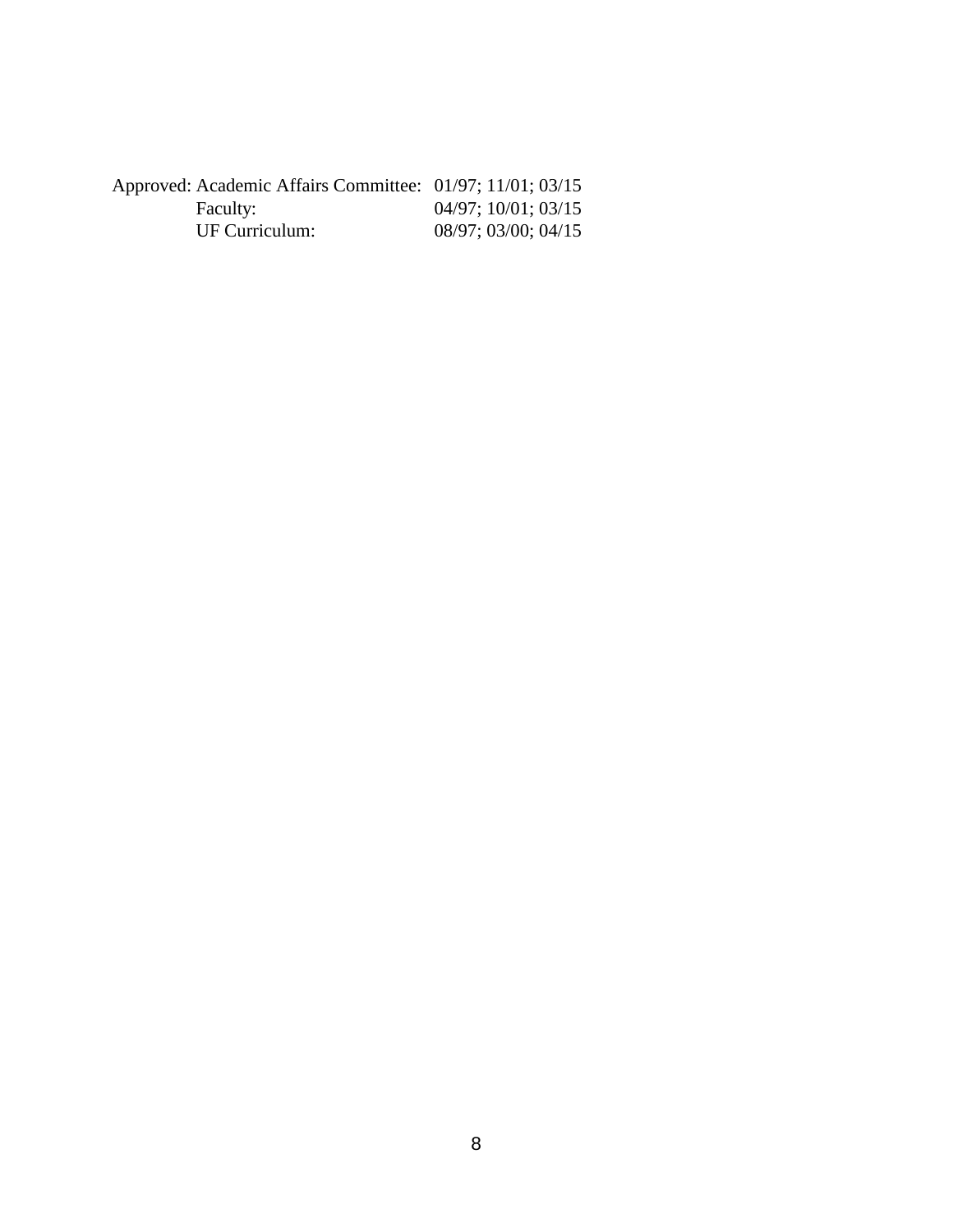| | | |
|---|---|---|
| Approved: | Academic Affairs Committee: | 01/97; 11/01; 03/15 |
| | Faculty: | 04/97; 10/01; 03/15 |
| | UF Curriculum: | 08/97; 03/00; 04/15 |